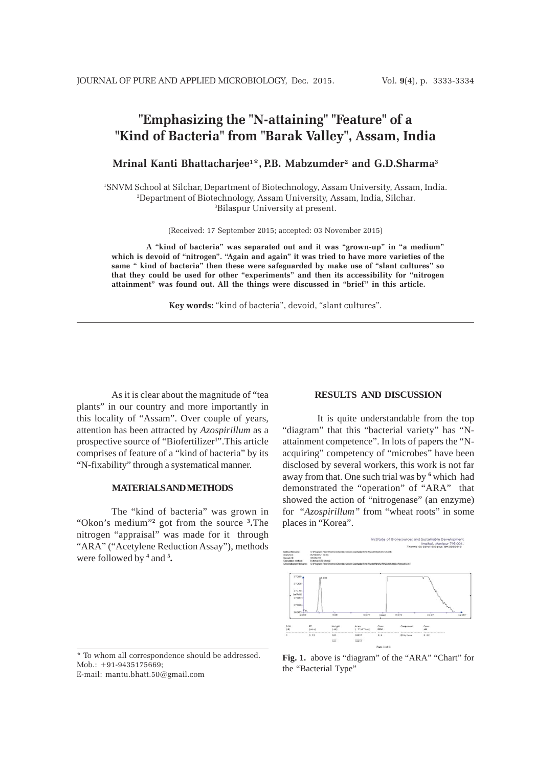# "Emphasizing the "N-attaining" "Feature" of a "Kind of Bacteria" from "Barak Valley", Assam, India

**Mrinal Kanti Bhattacharjee[1]*, P.B. Mabzumder[2] and G.D.Sharma[3]**

[1]SNVM School at Silchar, Department of Biotechnology, Assam University, Assam, India.
[2]Department of Biotechnology, Assam University, Assam, India, Silchar.
[3]Bilaspur University at present.

(Received: 17 September 2015; accepted: 03 November 2015)

**A "kind of bacteria" was separated out and it was "grown-up" in "a medium" which is devoid of "nitrogen". "Again and again" it was tried to have more varieties of the same " kind of bacteria" then these were safeguarded by make use of "slant cultures" so that they could be used for other "experiments" and then its accessibility for "nitrogen attainment" was found out. All the things were discussed in "brief" in this article.**

**Key words:** "kind of bacteria", devoid, "slant cultures".

As it is clear about the magnitude of "tea plants" in our country and more importantly in this locality of "Assam". Over couple of years, attention has been attracted by *Azospirillum* as a prospective source of "Biofertilizer[1]".This article comprises of feature of a "kind of bacteria" by its "N-fixability" through a systematical manner.

## MATERIALS AND METHODS

The "kind of bacteria" was grown in "Okon's medium"[2] got from the source [3].The nitrogen "appraisal" was made for it through "ARA" ("Acetylene Reduction Assay"), methods were followed by [4] and [5].

## RESULTS AND DISCUSSION

It is quite understandable from the top "diagram" that this "bacterial variety" has "N-attainment competence". In lots of papers the "N-acquiring" competency of "microbes" have been disclosed by several workers, this work is not far away from that. One such trial was by [6] which had demonstrated the "operation" of "ARA" that showed the action of "nitrogenase" (an enzyme) for "*Azospirillum*" from "wheat roots" in some places in "Korea".

**Fig. 1.** above is "diagram" of the "ARA" "Chart" for the "Bacterial Type"

\* To whom all correspondence should be addressed.
Mob.: +91-9435175669;
E-mail: mantu.bhatt.50@gmail.com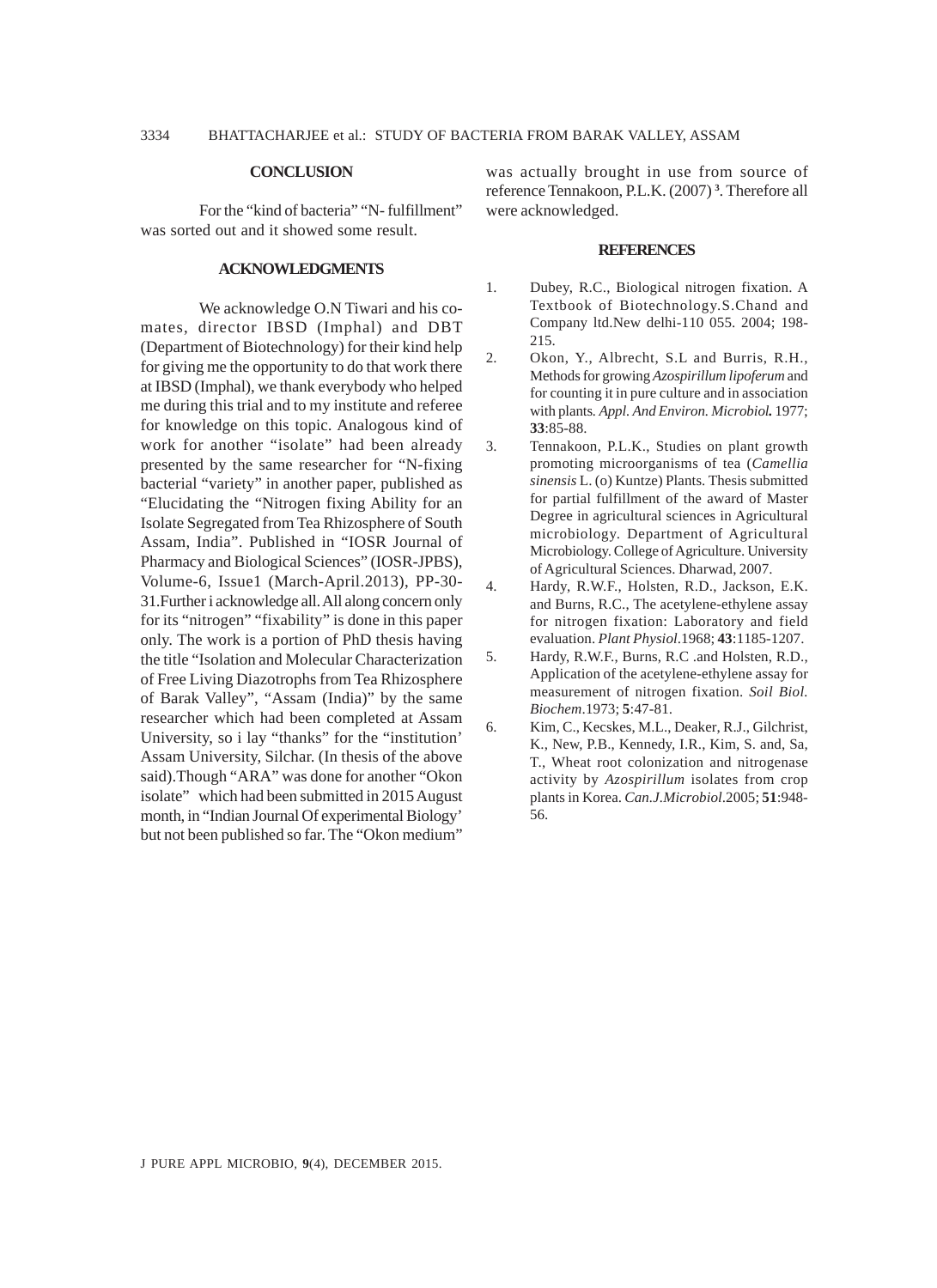## CONCLUSION

For the "kind of bacteria" "N- fulfillment" was sorted out and it showed some result.

## ACKNOWLEDGMENTS

We acknowledge O.N Tiwari and his co-mates, director IBSD (Imphal) and DBT (Department of Biotechnology) for their kind help for giving me the opportunity to do that work there at IBSD (Imphal), we thank everybody who helped me during this trial and to my institute and referee for knowledge on this topic. Analogous kind of work for another "isolate" had been already presented by the same researcher for "N-fixing bacterial "variety" in another paper, published as "Elucidating the "Nitrogen fixing Ability for an Isolate Segregated from Tea Rhizosphere of South Assam, India". Published in "IOSR Journal of Pharmacy and Biological Sciences" (IOSR-JPBS), Volume-6, Issue1 (March-April.2013), PP-30-31.Further i acknowledge all. All along concern only for its "nitrogen" "fixability" is done in this paper only. The work is a portion of PhD thesis having the title "Isolation and Molecular Characterization of Free Living Diazotrophs from Tea Rhizosphere of Barak Valley", "Assam (India)" by the same researcher which had been completed at Assam University, so i lay "thanks" for the "institution' Assam University, Silchar. (In thesis of the above said).Though "ARA" was done for another "Okon isolate" which had been submitted in 2015 August month, in "Indian Journal Of experimental Biology' but not been published so far. The "Okon medium" was actually brought in use from source of reference Tennakoon, P.L.K. (2007) [3]. Therefore all were acknowledged.

## REFERENCES

1. Dubey, R.C., Biological nitrogen fixation. A Textbook of Biotechnology.S.Chand and Company ltd.New delhi-110 055. 2004; 198-215.
2. Okon, Y., Albrecht, S.L and Burris, R.H., Methods for growing *Azospirillum lipoferum* and for counting it in pure culture and in association with plants. *Appl. And Environ. Microbiol.* 1977; **33**:85-88.
3. Tennakoon, P.L.K., Studies on plant growth promoting microorganisms of tea (*Camellia sinensis* L. (o) Kuntze) Plants. Thesis submitted for partial fulfillment of the award of Master Degree in agricultural sciences in Agricultural microbiology. Department of Agricultural Microbiology. College of Agriculture. University of Agricultural Sciences. Dharwad, 2007.
4. Hardy, R.W.F., Holsten, R.D., Jackson, E.K. and Burns, R.C., The acetylene-ethylene assay for nitrogen fixation: Laboratory and field evaluation. *Plant Physiol*.1968; **43**:1185-1207.
5. Hardy, R.W.F., Burns, R.C .and Holsten, R.D., Application of the acetylene-ethylene assay for measurement of nitrogen fixation. *Soil Biol. Biochem*.1973; **5**:47-81.
6. Kim, C., Kecskes, M.L., Deaker, R.J., Gilchrist, K., New, P.B., Kennedy, I.R., Kim, S. and, Sa, T., Wheat root colonization and nitrogenase activity by *Azospirillum* isolates from crop plants in Korea. *Can.J.Microbiol*.2005; **51**:948-56.